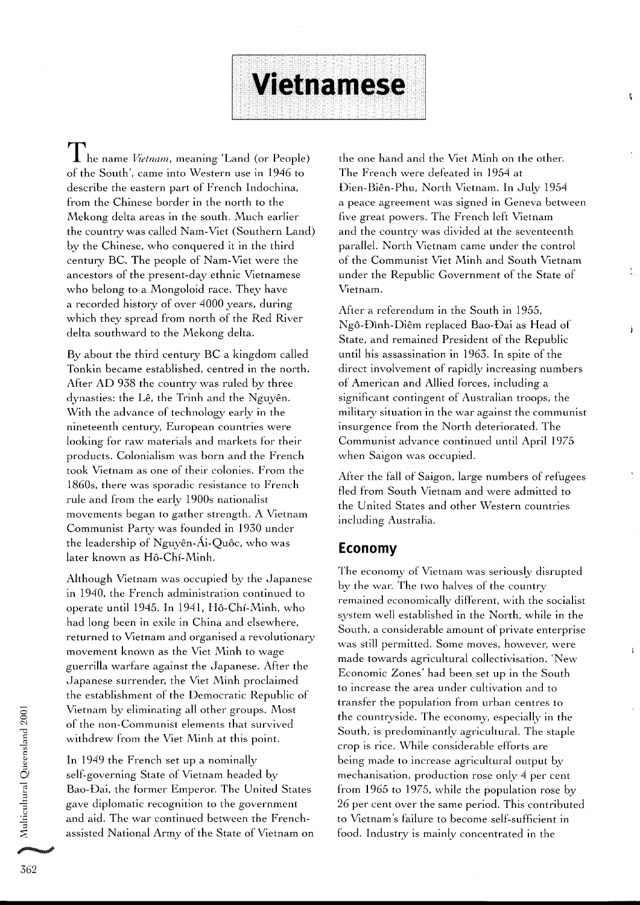# Vietnamese

The name *Vietnam*, meaning 'Land (or People) of the South', came into Western use in 1946 to describe the eastern part of French Indochina, from the Chinese border in the north to the Mekong delta areas in the south. Much earlier the country was called Nam-Viet (Southern Land) by the Chinese, who conquered it in the third century BC. The people of Nam-Viet were the ancestors of the present-day ethnic Vietnamese who belong to a Mongoloid race. They have a recorded history of over 4000 years, during which they spread from north of the Red River delta southward to the Mekong delta.

By about the third century BC a kingdom called Tonkin became established, centred in the north. After AD 938 the country was ruled by three dynasties: the Lê, the Trinh and the Nguyên. With the advance of technology early in the nineteenth century, European countries were looking for raw materials and markets for their products. Colonialism was born and the French took Vietnam as one of their colonies. From the 1860s, there was sporadic resistance to French rule and from the early 1900s nationalist movements began to gather strength. A Vietnam Communist Party was founded in 1930 under the leadership of Nguyên-Ái-Quôc, who was later known as Hô-Chí-Minh.

Although Vietnam was occupied by the Japanese in 1940, the French administration continued to operate until 1945. In 1941, Hô-Chí-Minh, who had long been in exile in China and elsewhere, returned to Vietnam and organised a revolutionary movement known as the Viet Minh to wage guerrilla warfare against the Japanese. After the Japanese surrender, the Viet Minh proclaimed the establishment of the Democratic Republic of Vietnam by eliminating all other groups. Most of the non-Communist elements that survived withdrew from the Viet Minh at this point.

In 1949 the French set up a nominally self-governing State of Vietnam headed by Bao-Đai, the former Emperor. The United States gave diplomatic recognition to the government and aid. The war continued between the French-assisted National Army of the State of Vietnam on the one hand and the Viet Minh on the other. The French were defeated in 1954 at Đien-Biên-Phu, North Vietnam. In July 1954 a peace agreement was signed in Geneva between five great powers. The French left Vietnam and the country was divided at the seventeenth parallel. North Vietnam came under the control of the Communist Viet Minh and South Vietnam under the Republic Government of the State of Vietnam.

After a referendum in the South in 1955, Ngô-Đình-Diêm replaced Bao-Đai as Head of State, and remained President of the Republic until his assassination in 1963. In spite of the direct involvement of rapidly increasing numbers of American and Allied forces, including a significant contingent of Australian troops, the military situation in the war against the communist insurgence from the North deteriorated. The Communist advance continued until April 1975 when Saigon was occupied.

After the fall of Saigon, large numbers of refugees fled from South Vietnam and were admitted to the United States and other Western countries including Australia.

## Economy

The economy of Vietnam was seriously disrupted by the war. The two halves of the country remained economically different, with the socialist system well established in the North, while in the South, a considerable amount of private enterprise was still permitted. Some moves, however, were made towards agricultural collectivisation. 'New Economic Zones' had been set up in the South to increase the area under cultivation and to transfer the population from urban centres to the countryside. The economy, especially in the South, is predominantly agricultural. The staple crop is rice. While considerable efforts are being made to increase agricultural output by mechanisation, production rose only 4 per cent from 1965 to 1975, while the population rose by 26 per cent over the same period. This contributed to Vietnam's failure to become self-sufficient in food. Industry is mainly concentrated in the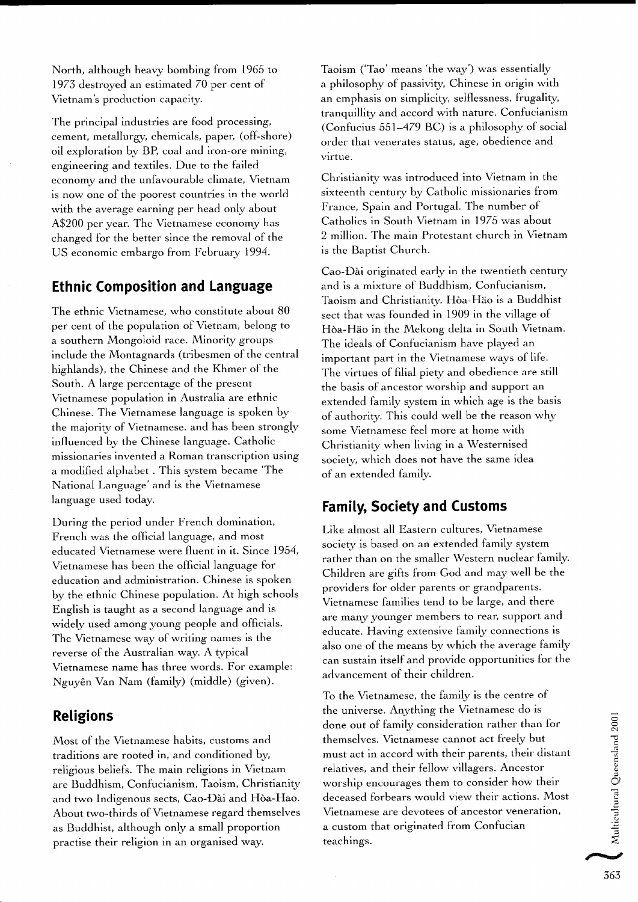North, although heavy bombing from 1965 to 1973 destroyed an estimated 70 per cent of Vietnam's production capacity.

The principal industries are food processing, cement, metallurgy, chemicals, paper, (off-shore) oil exploration by BP, coal and iron-ore mining, engineering and textiles. Due to the failed economy and the unfavourable climate, Vietnam is now one of the poorest countries in the world with the average earning per head only about A$200 per year. The Vietnamese economy has changed for the better since the removal of the US economic embargo from February 1994.

## Ethnic Composition and Language

The ethnic Vietnamese, who constitute about 80 per cent of the population of Vietnam, belong to a southern Mongoloid race. Minority groups include the Montagnards (tribesmen of the central highlands), the Chinese and the Khmer of the South. A large percentage of the present Vietnamese population in Australia are ethnic Chinese. The Vietnamese language is spoken by the majority of Vietnamese. and has been strongly influenced by the Chinese language. Catholic missionaries invented a Roman transcription using a modified alphabet . This system became 'The National Language' and is the Vietnamese language used today.

During the period under French domination, French was the official language, and most educated Vietnamese were fluent in it. Since 1954, Vietnamese has been the official language for education and administration. Chinese is spoken by the ethnic Chinese population. At high schools English is taught as a second language and is widely used among young people and officials. The Vietnamese way of writing names is the reverse of the Australian way. A typical Vietnamese name has three words. For example: Nguyên Van Nam (family) (middle) (given).

## Religions

Most of the Vietnamese habits, customs and traditions are rooted in, and conditioned by, religious beliefs. The main religions in Vietnam are Buddhism, Confucianism, Taoism, Christianity and two Indigenous sects, Cao-Đài and Hòa-Hao. About two-thirds of Vietnamese regard themselves as Buddhist, although only a small proportion practise their religion in an organised way.

Taoism ('Tao' means 'the way') was essentially a philosophy of passivity, Chinese in origin with an emphasis on simplicity, selflessness, frugality, tranquillity and accord with nature. Confucianism (Confucius 551–479 BC) is a philosophy of social order that venerates status, age, obedience and virtue.

Christianity was introduced into Vietnam in the sixteenth century by Catholic missionaries from France, Spain and Portugal. The number of Catholics in South Vietnam in 1975 was about 2 million. The main Protestant church in Vietnam is the Baptist Church.

Cao-Đài originated early in the twentieth century and is a mixture of Buddhism, Confucianism, Taoism and Christianity. Hòa-Hão is a Buddhist sect that was founded in 1909 in the village of Hòa-Hão in the Mekong delta in South Vietnam. The ideals of Confucianism have played an important part in the Vietnamese ways of life. The virtues of filial piety and obedience are still the basis of ancestor worship and support an extended family system in which age is the basis of authority. This could well be the reason why some Vietnamese feel more at home with Christianity when living in a Westernised society, which does not have the same idea of an extended family.

## Family, Society and Customs

Like almost all Eastern cultures, Vietnamese society is based on an extended family system rather than on the smaller Western nuclear family. Children are gifts from God and may well be the providers for older parents or grandparents. Vietnamese families tend to be large, and there are many younger members to rear, support and educate. Having extensive family connections is also one of the means by which the average family can sustain itself and provide opportunities for the advancement of their children.

To the Vietnamese, the family is the centre of the universe. Anything the Vietnamese do is done out of family consideration rather than for themselves. Vietnamese cannot act freely but must act in accord with their parents, their distant relatives, and their fellow villagers. Ancestor worship encourages them to consider how their deceased forbears would view their actions. Most Vietnamese are devotees of ancestor veneration, a custom that originated from Confucian teachings.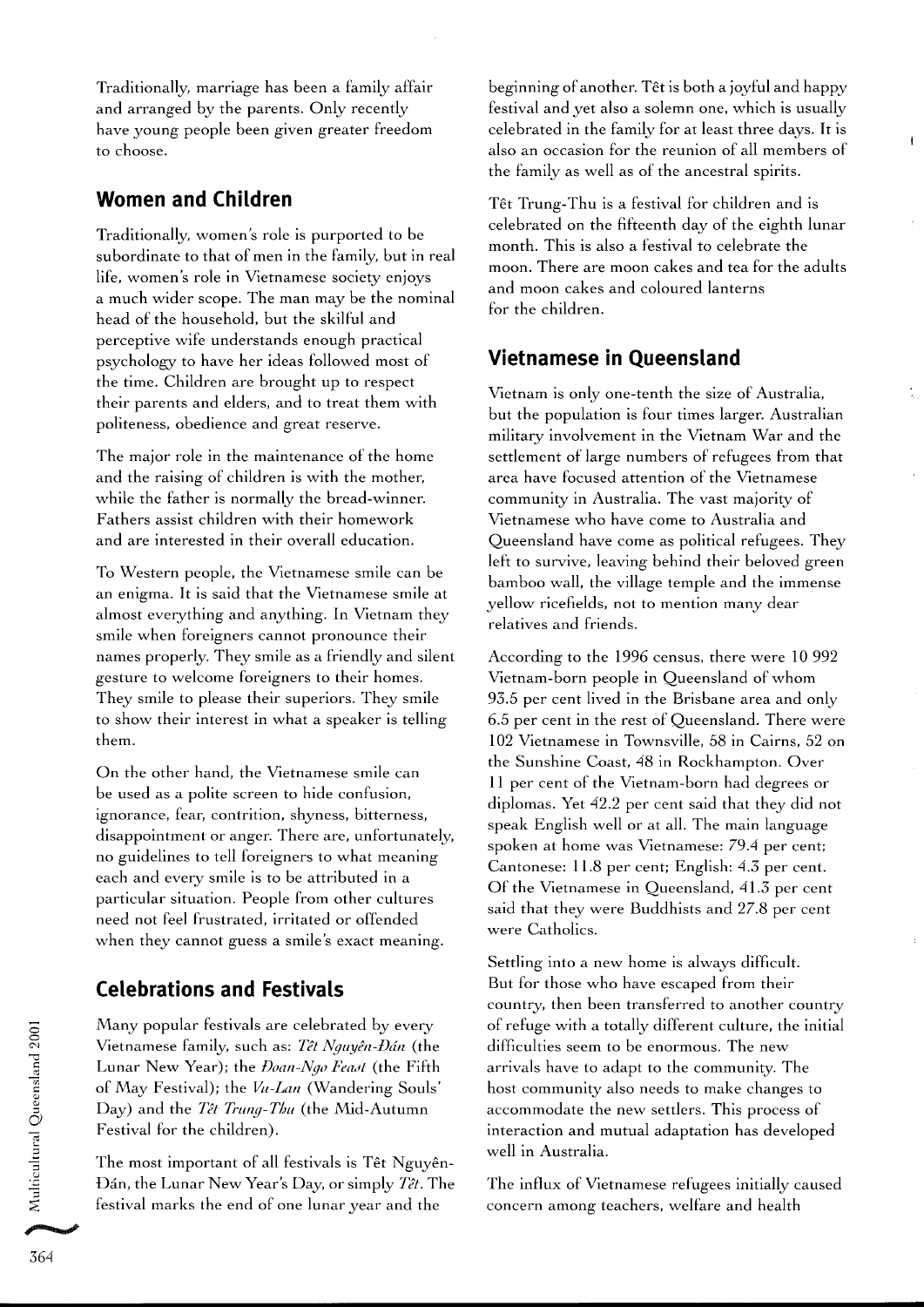Traditionally, marriage has been a family affair and arranged by the parents. Only recently have young people been given greater freedom to choose.

## Women and Children

Traditionally, women's role is purported to be subordinate to that of men in the family, but in real life, women's role in Vietnamese society enjoys a much wider scope. The man may be the nominal head of the household, but the skilful and perceptive wife understands enough practical psychology to have her ideas followed most of the time. Children are brought up to respect their parents and elders, and to treat them with politeness, obedience and great reserve.

The major role in the maintenance of the home and the raising of children is with the mother, while the father is normally the bread-winner. Fathers assist children with their homework and are interested in their overall education.

To Western people, the Vietnamese smile can be an enigma. It is said that the Vietnamese smile at almost everything and anything. In Vietnam they smile when foreigners cannot pronounce their names properly. They smile as a friendly and silent gesture to welcome foreigners to their homes. They smile to please their superiors. They smile to show their interest in what a speaker is telling them.

On the other hand, the Vietnamese smile can be used as a polite screen to hide confusion, ignorance, fear, contrition, shyness, bitterness, disappointment or anger. There are, unfortunately, no guidelines to tell foreigners to what meaning each and every smile is to be attributed in a particular situation. People from other cultures need not feel frustrated, irritated or offended when they cannot guess a smile's exact meaning.

## Celebrations and Festivals

Many popular festivals are celebrated by every Vietnamese family, such as: *Têt Nguyên-Dán* (the Lunar New Year); the *Đoan-Ngo Feast* (the Fifth of May Festival); the *Vu-Lan* (Wandering Souls' Day) and the *Têt Trung-Thu* (the Mid-Autumn Festival for the children).

The most important of all festivals is Têt Nguyên-Đán, the Lunar New Year's Day, or simply *Têt*. The festival marks the end of one lunar year and the beginning of another. Têt is both a joyful and happy festival and yet also a solemn one, which is usually celebrated in the family for at least three days. It is also an occasion for the reunion of all members of the family as well as of the ancestral spirits.

Têt Trung-Thu is a festival for children and is celebrated on the fifteenth day of the eighth lunar month. This is also a festival to celebrate the moon. There are moon cakes and tea for the adults and moon cakes and coloured lanterns for the children.

## Vietnamese in Queensland

Vietnam is only one-tenth the size of Australia, but the population is four times larger. Australian military involvement in the Vietnam War and the settlement of large numbers of refugees from that area have focused attention of the Vietnamese community in Australia. The vast majority of Vietnamese who have come to Australia and Queensland have come as political refugees. They left to survive, leaving behind their beloved green bamboo wall, the village temple and the immense yellow ricefields, not to mention many dear relatives and friends.

According to the 1996 census, there were 10 992 Vietnam-born people in Queensland of whom 93.5 per cent lived in the Brisbane area and only 6.5 per cent in the rest of Queensland. There were 102 Vietnamese in Townsville, 58 in Cairns, 52 on the Sunshine Coast, 48 in Rockhampton. Over 11 per cent of the Vietnam-born had degrees or diplomas. Yet 42.2 per cent said that they did not speak English well or at all. The main language spoken at home was Vietnamese: 79.4 per cent; Cantonese: 11.8 per cent; English: 4.3 per cent. Of the Vietnamese in Queensland, 41.3 per cent said that they were Buddhists and 27.8 per cent were Catholics.

Settling into a new home is always difficult. But for those who have escaped from their country, then been transferred to another country of refuge with a totally different culture, the initial difficulties seem to be enormous. The new arrivals have to adapt to the community. The host community also needs to make changes to accommodate the new settlers. This process of interaction and mutual adaptation has developed well in Australia.

The influx of Vietnamese refugees initially caused concern among teachers, welfare and health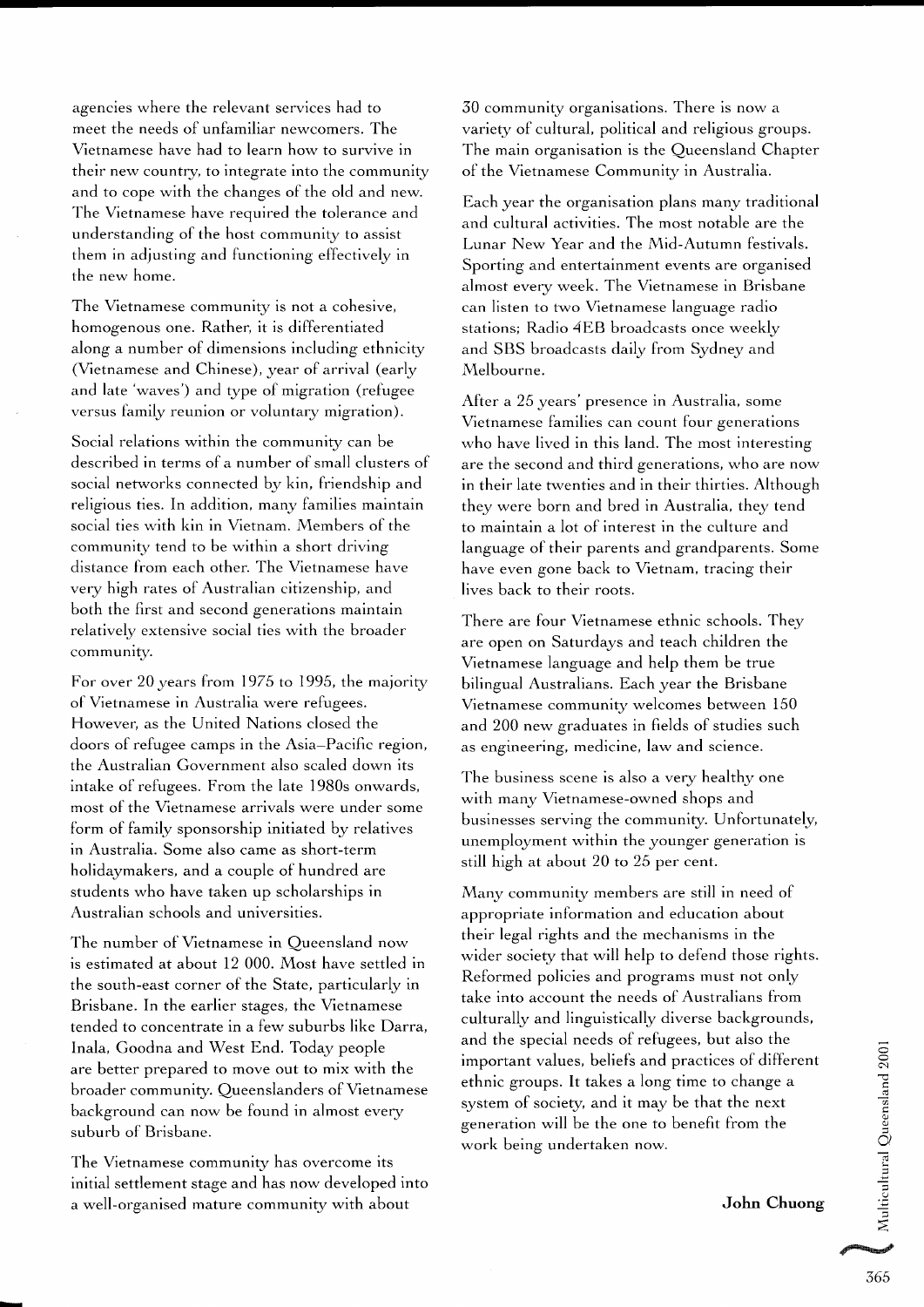agencies where the relevant services had to meet the needs of unfamiliar newcomers. The Vietnamese have had to learn how to survive in their new country, to integrate into the community and to cope with the changes of the old and new. The Vietnamese have required the tolerance and understanding of the host community to assist them in adjusting and functioning effectively in the new home.

The Vietnamese community is not a cohesive, homogenous one. Rather, it is differentiated along a number of dimensions including ethnicity (Vietnamese and Chinese), year of arrival (early and late 'waves') and type of migration (refugee versus family reunion or voluntary migration).

Social relations within the community can be described in terms of a number of small clusters of social networks connected by kin, friendship and religious ties. In addition, many families maintain social ties with kin in Vietnam. Members of the community tend to be within a short driving distance from each other. The Vietnamese have very high rates of Australian citizenship, and both the first and second generations maintain relatively extensive social ties with the broader community.

For over 20 years from 1975 to 1995, the majority of Vietnamese in Australia were refugees. However, as the United Nations closed the doors of refugee camps in the Asia–Pacific region, the Australian Government also scaled down its intake of refugees. From the late 1980s onwards, most of the Vietnamese arrivals were under some form of family sponsorship initiated by relatives in Australia. Some also came as short-term holidaymakers, and a couple of hundred are students who have taken up scholarships in Australian schools and universities.

The number of Vietnamese in Queensland now is estimated at about 12 000. Most have settled in the south-east corner of the State, particularly in Brisbane. In the earlier stages, the Vietnamese tended to concentrate in a few suburbs like Darra, Inala, Goodna and West End. Today people are better prepared to move out to mix with the broader community. Queenslanders of Vietnamese background can now be found in almost every suburb of Brisbane.

The Vietnamese community has overcome its initial settlement stage and has now developed into a well-organised mature community with about 30 community organisations. There is now a variety of cultural, political and religious groups. The main organisation is the Queensland Chapter of the Vietnamese Community in Australia.

Each year the organisation plans many traditional and cultural activities. The most notable are the Lunar New Year and the Mid-Autumn festivals. Sporting and entertainment events are organised almost every week. The Vietnamese in Brisbane can listen to two Vietnamese language radio stations; Radio 4EB broadcasts once weekly and SBS broadcasts daily from Sydney and Melbourne.

After a 25 years' presence in Australia, some Vietnamese families can count four generations who have lived in this land. The most interesting are the second and third generations, who are now in their late twenties and in their thirties. Although they were born and bred in Australia, they tend to maintain a lot of interest in the culture and language of their parents and grandparents. Some have even gone back to Vietnam, tracing their lives back to their roots.

There are four Vietnamese ethnic schools. They are open on Saturdays and teach children the Vietnamese language and help them be true bilingual Australians. Each year the Brisbane Vietnamese community welcomes between 150 and 200 new graduates in fields of studies such as engineering, medicine, law and science.

The business scene is also a very healthy one with many Vietnamese-owned shops and businesses serving the community. Unfortunately, unemployment within the younger generation is still high at about 20 to 25 per cent.

Many community members are still in need of appropriate information and education about their legal rights and the mechanisms in the wider society that will help to defend those rights. Reformed policies and programs must not only take into account the needs of Australians from culturally and linguistically diverse backgrounds, and the special needs of refugees, but also the important values, beliefs and practices of different ethnic groups. It takes a long time to change a system of society, and it may be that the next generation will be the one to benefit from the work being undertaken now.

**John Chuong**